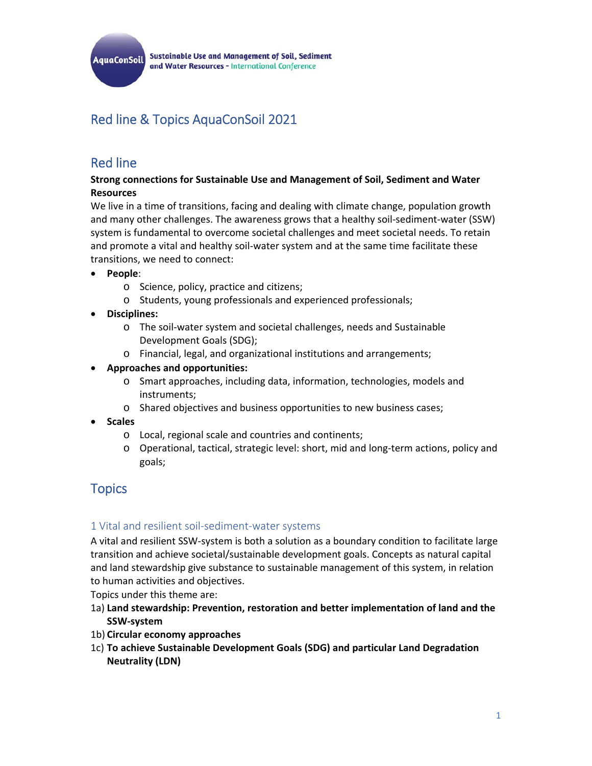AquaConSoil Sustainable Use and Management of Soil, Sediment and Water Resources - International Conference

# Red line & Topics AquaConSoil 2021

## Red line

**Strong connections for Sustainable Use and Management of Soil, Sediment and Water Resources**

We live in a time of transitions, facing and dealing with climate change, population growth and many other challenges. The awareness grows that a healthy soil-sediment-water (SSW) system is fundamental to overcome societal challenges and meet societal needs. To retain and promote a vital and healthy soil-water system and at the same time facilitate these transitions, we need to connect:

- **People**:
  - Science, policy, practice and citizens;
  - Students, young professionals and experienced professionals;
- **Disciplines:**
  - The soil-water system and societal challenges, needs and Sustainable Development Goals (SDG);
  - Financial, legal, and organizational institutions and arrangements;
- **Approaches and opportunities:**
  - Smart approaches, including data, information, technologies, models and instruments;
  - Shared objectives and business opportunities to new business cases;
- **Scales**
  - Local, regional scale and countries and continents;
  - Operational, tactical, strategic level: short, mid and long-term actions, policy and goals;

## Topics

### 1 Vital and resilient soil-sediment-water systems

A vital and resilient SSW-system is both a solution as a boundary condition to facilitate large transition and achieve societal/sustainable development goals. Concepts as natural capital and land stewardship give substance to sustainable management of this system, in relation to human activities and objectives.

Topics under this theme are:

1a) **Land stewardship: Prevention, restoration and better implementation of land and the SSW-system**

1b) **Circular economy approaches**

1c) **To achieve Sustainable Development Goals (SDG) and particular Land Degradation Neutrality (LDN)**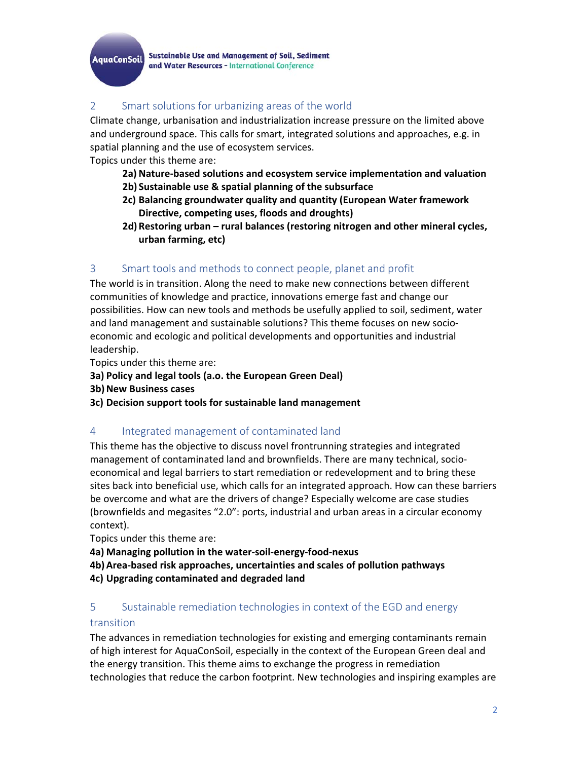## 2 Smart solutions for urbanizing areas of the world

Climate change, urbanisation and industrialization increase pressure on the limited above and underground space. This calls for smart, integrated solutions and approaches, e.g. in spatial planning and the use of ecosystem services.

Topics under this theme are:

- **2a) Nature-based solutions and ecosystem service implementation and valuation**
- **2b) Sustainable use & spatial planning of the subsurface**
- **2c) Balancing groundwater quality and quantity (European Water framework Directive, competing uses, floods and droughts)**
- **2d) Restoring urban – rural balances (restoring nitrogen and other mineral cycles, urban farming, etc)**

## 3 Smart tools and methods to connect people, planet and profit

The world is in transition. Along the need to make new connections between different communities of knowledge and practice, innovations emerge fast and change our possibilities. How can new tools and methods be usefully applied to soil, sediment, water and land management and sustainable solutions? This theme focuses on new socio-economic and ecologic and political developments and opportunities and industrial leadership.

Topics under this theme are:

**3a) Policy and legal tools (a.o. the European Green Deal)**
**3b) New Business cases**
**3c) Decision support tools for sustainable land management**

## 4 Integrated management of contaminated land

This theme has the objective to discuss novel frontrunning strategies and integrated management of contaminated land and brownfields. There are many technical, socio-economical and legal barriers to start remediation or redevelopment and to bring these sites back into beneficial use, which calls for an integrated approach. How can these barriers be overcome and what are the drivers of change? Especially welcome are case studies (brownfields and megasites "2.0": ports, industrial and urban areas in a circular economy context).

Topics under this theme are:

**4a) Managing pollution in the water-soil-energy-food-nexus**
**4b) Area-based risk approaches, uncertainties and scales of pollution pathways**
**4c) Upgrading contaminated and degraded land**

## 5 Sustainable remediation technologies in context of the EGD and energy transition

The advances in remediation technologies for existing and emerging contaminants remain of high interest for AquaConSoil, especially in the context of the European Green deal and the energy transition. This theme aims to exchange the progress in remediation technologies that reduce the carbon footprint. New technologies and inspiring examples are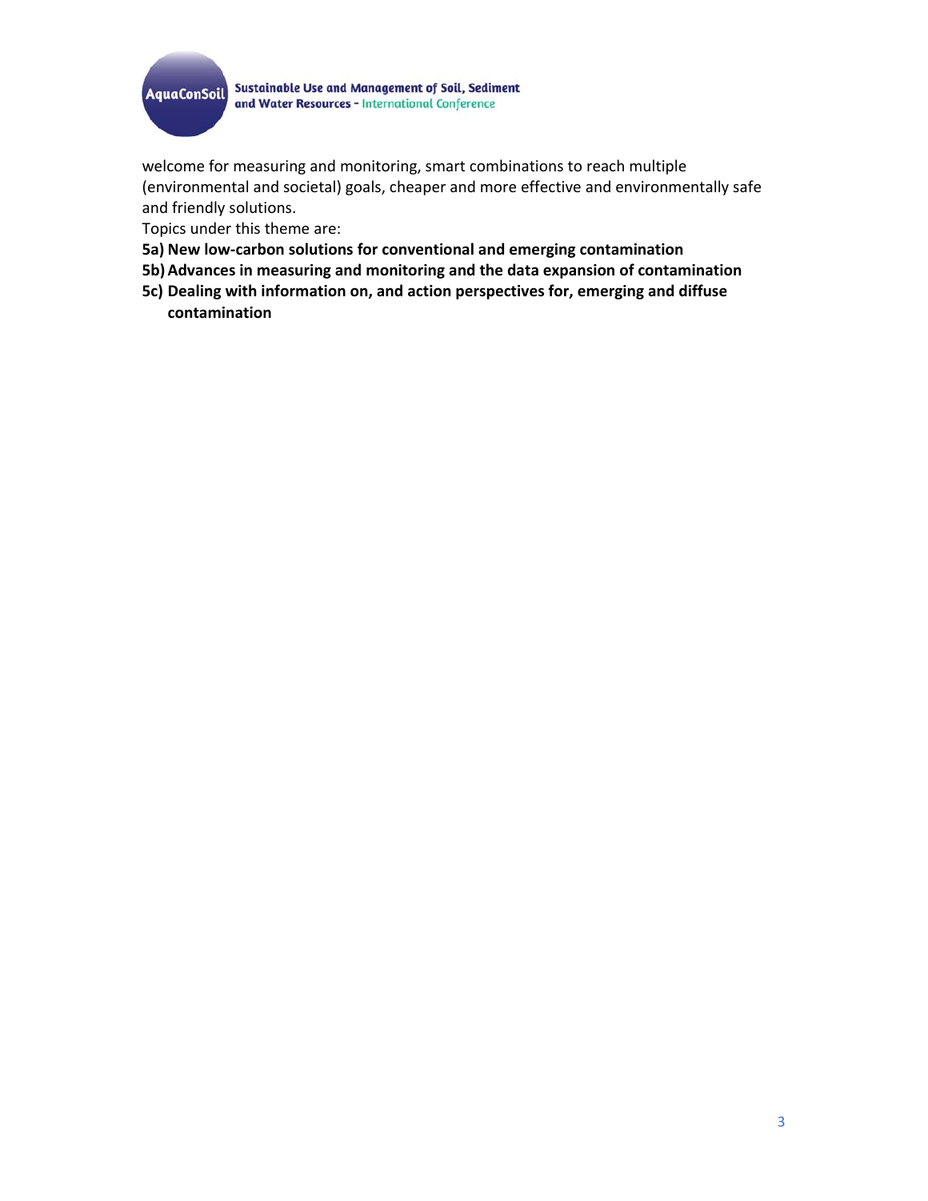welcome for measuring and monitoring, smart combinations to reach multiple (environmental and societal) goals, cheaper and more effective and environmentally safe and friendly solutions.

Topics under this theme are:

**5a) New low-carbon solutions for conventional and emerging contamination**

**5b) Advances in measuring and monitoring and the data expansion of contamination**

**5c) Dealing with information on, and action perspectives for, emerging and diffuse contamination**